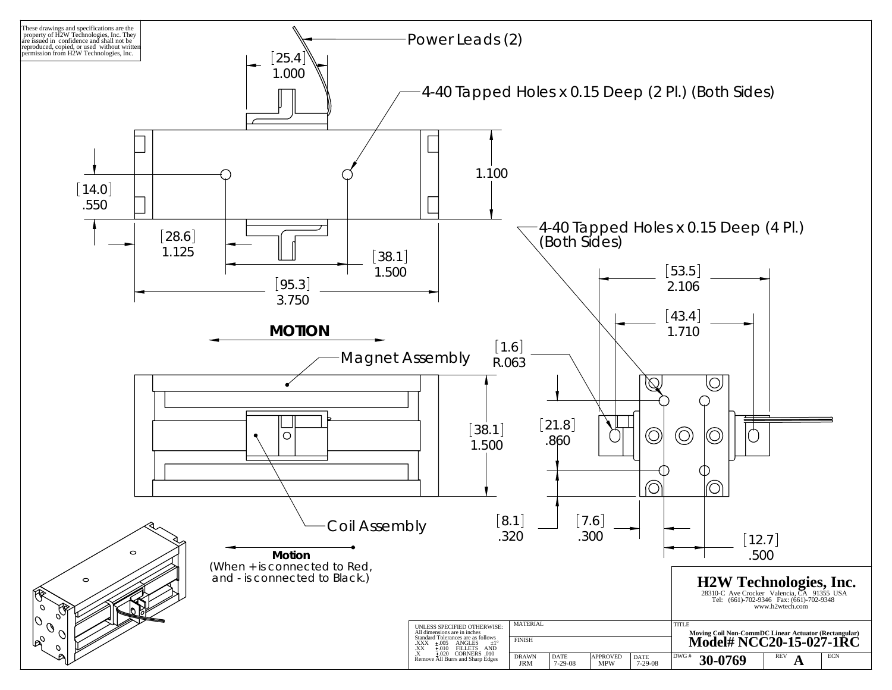These drawings and specifications are the property of H2W Technologies, Inc. They are issued in confidence and shall not be reproduced, copied, or used without written permission from H2W Technologies, Inc.

Power Leads (2)

[25.4] 1.000

4-40 Tapped Holes x 0.15 Deep (2 Pl.) (Both Sides)

1.100

[14.0] .550

[28.6] 1.125

[38.1] 1.500

[95.3] 3.750

4-40 Tapped Holes x 0.15 Deep (4 Pl.) (Both Sides)

[53.5] 2.106

[43.4] 1.710

**MOTION**

Magnet Assembly

[1.6] R.063

[38.1] 1.500

[21.8] .860

Coil Assembly

[8.1] .320

[7.6] .300

[12.7] .500

**Motion**
(When + is connected to Red, and - is connected to Black.)

**H2W Technologies, Inc.**
28310-C Ave Crocker Valencia, CA 91355 USA
Tel: (661)-702-9346 Fax: (661)-702-9348
www.h2wtech.com

UNLESS SPECIFIED OTHERWISE:
All dimensions are in inches
Standard Tolerances are as follows

| | | | |
|---|---|---|---|
| .XXX | ±.005 | ANGLES | ±1° |
| .XX | ±.010 | FILLETS | AND |
| .X | ±.020 | CORNERS | .010 |

Remove All Burrs and Sharp Edges

| MATERIAL | | | |
|---|---|---|---|
| FINISH | | | |
| DRAWN JRM | DATE 7-29-08 | APPROVED MPW | DATE 7-29-08 |

TITLE
Moving Coil Non-CommDC Linear Actuator (Rectangular)
**Model# NCC20-15-027-1RC**

| DWG # | REV | ECN |
|---|---|---|
| 30-0769 | A | |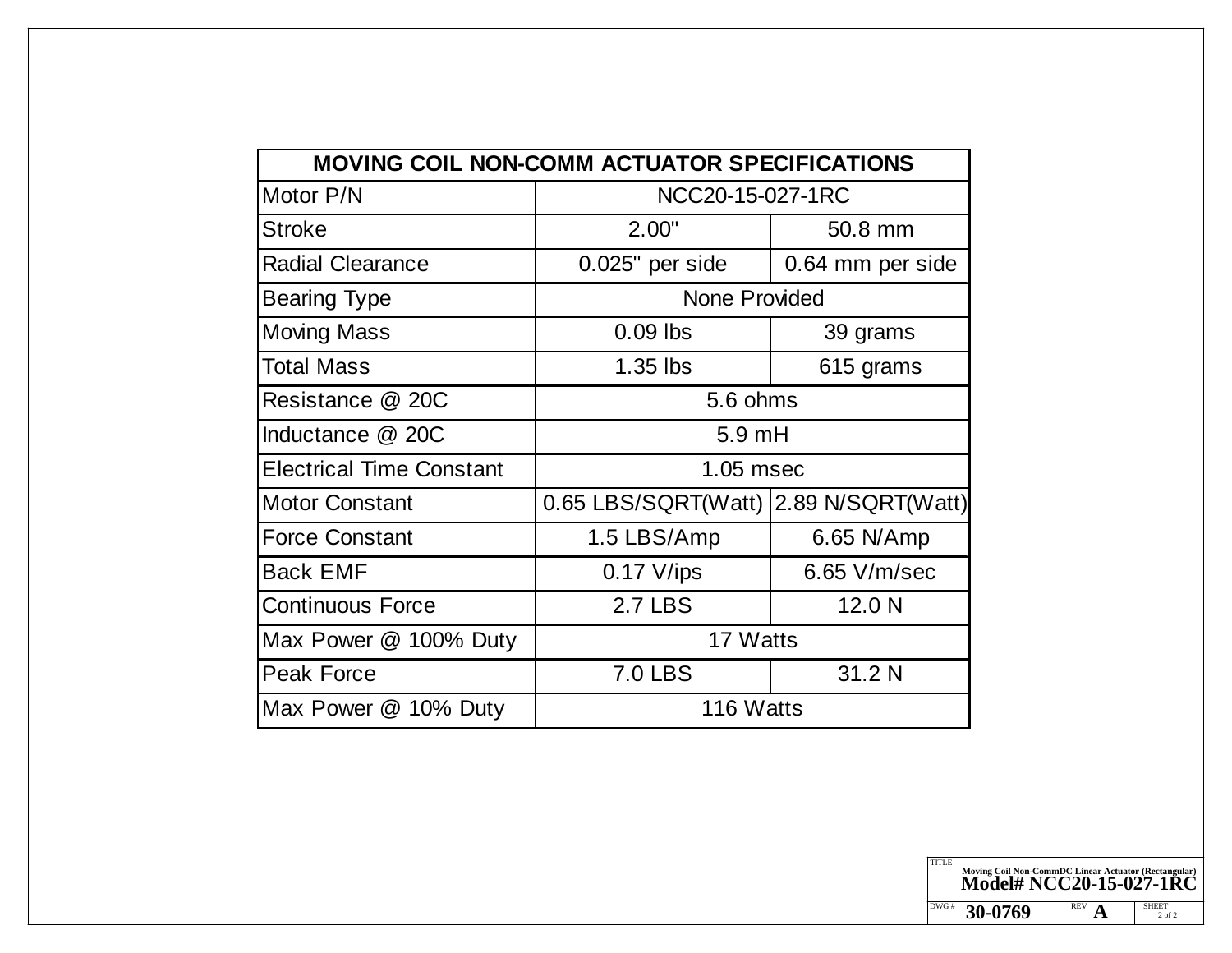| MOVING COIL NON-COMM ACTUATOR SPECIFICATIONS | | |
|---|---|---|
| Motor P/N | NCC20-15-027-1RC | |
| Stroke | 2.00" | 50.8 mm |
| Radial Clearance | 0.025" per side | 0.64 mm per side |
| Bearing Type | None Provided | |
| Moving Mass | 0.09 lbs | 39 grams |
| Total Mass | 1.35 lbs | 615 grams |
| Resistance @ 20C | 5.6 ohms | |
| Inductance @ 20C | 5.9 mH | |
| Electrical Time Constant | 1.05 msec | |
| Motor Constant | 0.65 LBS/SQRT(Watt) | 2.89 N/SQRT(Watt) |
| Force Constant | 1.5 LBS/Amp | 6.65 N/Amp |
| Back EMF | 0.17 V/ips | 6.65 V/m/sec |
| Continuous Force | 2.7 LBS | 12.0 N |
| Max Power @ 100% Duty | 17 Watts | |
| Peak Force | 7.0 LBS | 31.2 N |
| Max Power @ 10% Duty | 116 Watts | |

TITLE Moving Coil Non-CommDC Linear Actuator (Rectangular)

**Model# NCC20-15-027-1RC**

DWG # **30-0769** REV **A** SHEET 2 of 2